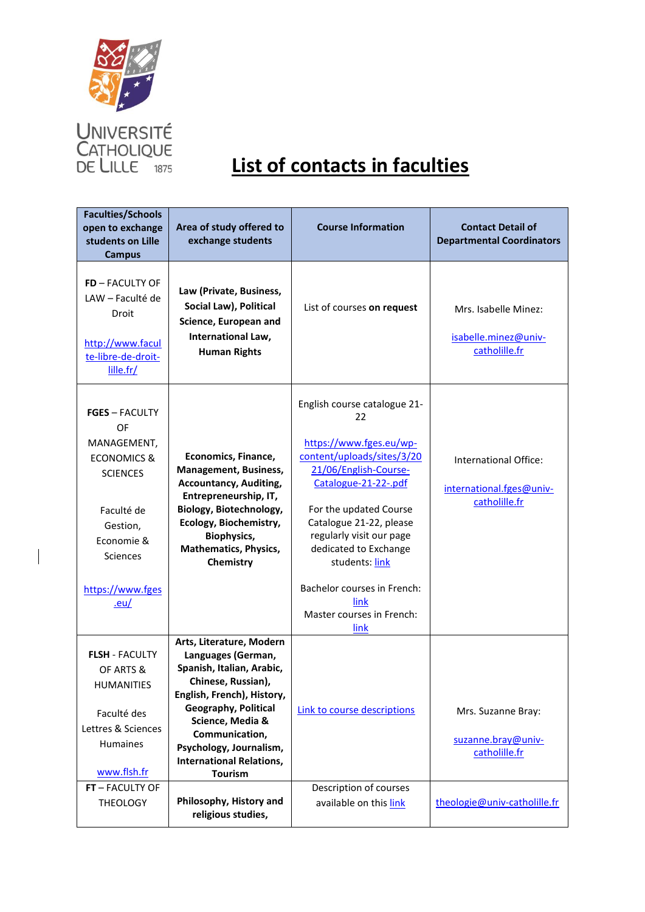UNIVERSITÉ CATHOLIQUE DE LILLE 1875

# List of contacts in faculties

| Faculties/Schools open to exchange students on Lille Campus | Area of study offered to exchange students | Course Information | Contact Detail of Departmental Coordinators |
|---|---|---|---|
| **FD** – FACULTY OF LAW – Faculté de Droit<br><br>http://www.faculte-libre-de-droit-lille.fr/ | **Law (Private, Business, Social Law), Political Science, European and International Law, Human Rights** | List of courses **on request** | Mrs. Isabelle Minez:<br><br>isabelle.minez@univ-catholille.fr |
| **FGES** – FACULTY OF MANAGEMENT, ECONOMICS & SCIENCES<br><br>Faculté de Gestion, Economie & Sciences<br><br>https://www.fges.eu/ | **Economics, Finance, Management, Business, Accountancy, Auditing, Entrepreneurship, IT, Biology, Biotechnology, Ecology, Biochemistry, Biophysics, Mathematics, Physics, Chemistry** | English course catalogue 21-22<br><br>https://www.fges.eu/wp-content/uploads/sites/3/2021/06/English-Course-Catalogue-21-22-.pdf<br><br>For the updated Course Catalogue 21-22, please regularly visit our page dedicated to Exchange students: link<br><br>Bachelor courses in French: link<br>Master courses in French: link | International Office:<br><br>international.fges@univ-catholille.fr |
| **FLSH** - FACULTY OF ARTS & HUMANITIES<br><br>Faculté des Lettres & Sciences Humaines<br><br>www.flsh.fr | **Arts, Literature, Modern Languages (German, Spanish, Italian, Arabic, Chinese, Russian), English, French), History, Geography, Political Science, Media & Communication, Psychology, Journalism, International Relations, Tourism** | Link to course descriptions | Mrs. Suzanne Bray:<br><br>suzanne.bray@univ-catholille.fr |
| **FT** – FACULTY OF THEOLOGY | **Philosophy, History and religious studies,** | Description of courses available on this link | theologie@univ-catholille.fr |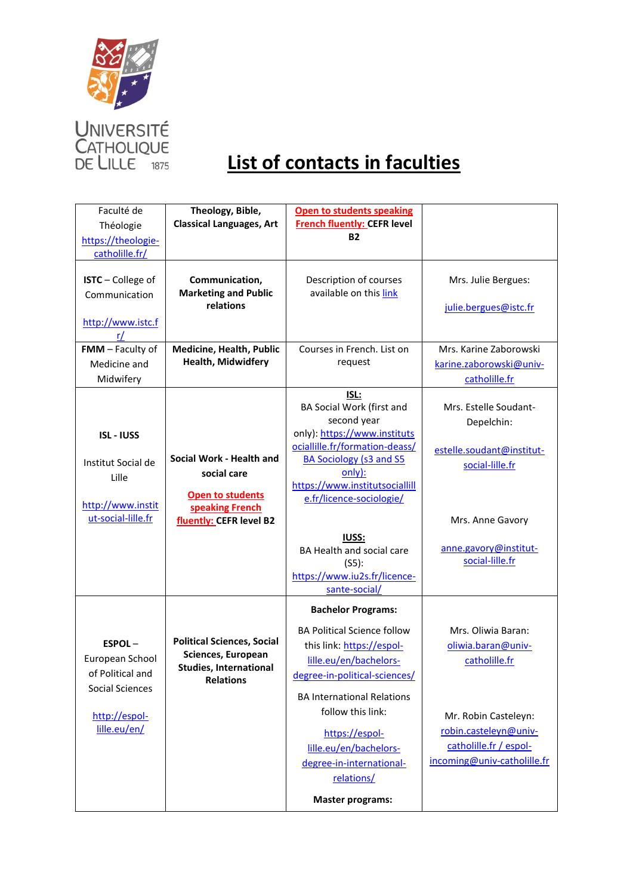# List of contacts in faculties

| | | | |
|---|---|---|---|
| Faculté de Théologie https://theologie-catholille.fr/ | **Theology, Bible, Classical Languages, Art** | **Open to students speaking French fluently: CEFR level B2** | |
| **ISTC** – College of Communication http://www.istc.fr/ | **Communication, Marketing and Public relations** | Description of courses available on this link | Mrs. Julie Bergues: julie.bergues@istc.fr |
| **FMM** – Faculty of Medicine and Midwifery | **Medicine, Health, Public Health, Midwifery** | Courses in French. List on request | Mrs. Karine Zaborowski karine.zaborowski@univ-catholille.fr |
| **ISL - IUSS** Institut Social de Lille http://www.institut-social-lille.fr | **Social Work - Health and social care** **Open to students speaking French fluently: CEFR level B2** | **ISL:** BA Social Work (first and second year only): https://www.institutsociallille.fr/formation-deass/ BA Sociology (s3 and S5 only): https://www.institutsociallille.fr/licence-sociologie/ **IUSS:** BA Health and social care (S5): https://www.iu2s.fr/licence-sante-social/ | Mrs. Estelle Soudant-Depelchin: estelle.soudant@institut-social-lille.fr Mrs. Anne Gavory anne.gavory@institut-social-lille.fr |
| **ESPOL** – European School of Political and Social Sciences http://espol-lille.eu/en/ | **Political Sciences, Social Sciences, European Studies, International Relations** | **Bachelor Programs:** BA Political Science follow this link: https://espol-lille.eu/en/bachelors-degree-in-political-sciences/ BA International Relations follow this link: https://espol-lille.eu/en/bachelors-degree-in-international-relations/ **Master programs:** | Mrs. Oliwia Baran: oliwia.baran@univ-catholille.fr Mr. Robin Casteleyn: robin.casteleyn@univ-catholille.fr / espol-incoming@univ-catholille.fr |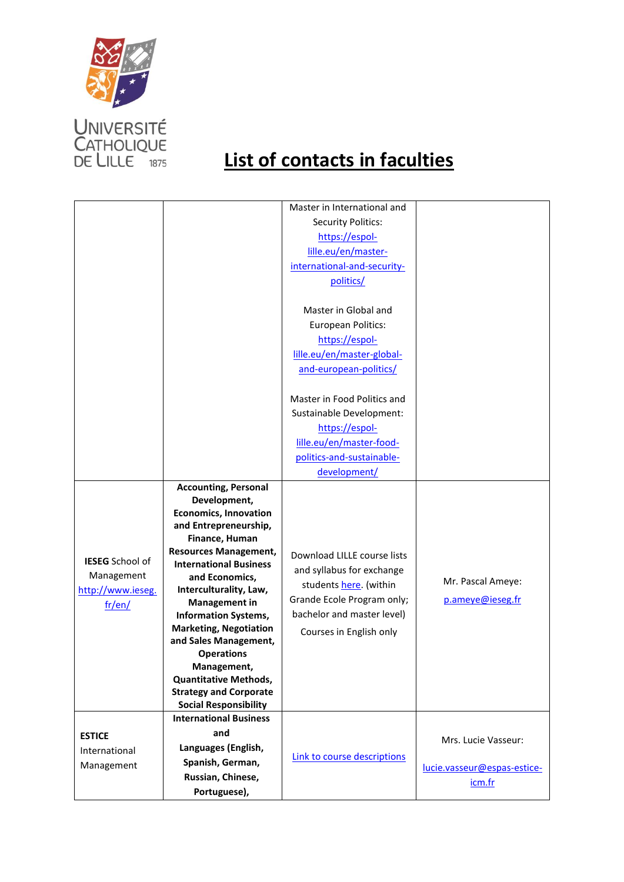Université Catholique de Lille 1875

# List of contacts in faculties

| | | | |
|---|---|---|---|
| | | Master in International and Security Politics: [https://espol-lille.eu/en/master-international-and-security-politics/](https://espol-lille.eu/en/master-international-and-security-politics/)<br><br>Master in Global and European Politics: [https://espol-lille.eu/en/master-global-and-european-politics/](https://espol-lille.eu/en/master-global-and-european-politics/)<br><br>Master in Food Politics and Sustainable Development: [https://espol-lille.eu/en/master-food-politics-and-sustainable-development/](https://espol-lille.eu/en/master-food-politics-and-sustainable-development/) | |
| **IESEG** School of Management [http://www.ieseg.fr/en/](http://www.ieseg.fr/en/) | **Accounting, Personal Development, Economics, Innovation and Entrepreneurship, Finance, Human Resources Management, International Business and Economics, Interculturality, Law, Management in Information Systems, Marketing, Negotiation and Sales Management, Operations Management, Quantitative Methods, Strategy and Corporate Social Responsibility** | Download LILLE course lists and syllabus for exchange students here. (within Grande Ecole Program only; bachelor and master level)<br><br>Courses in English only | Mr. Pascal Ameye: p.ameye@ieseg.fr |
| **ESTICE** International Management | **International Business and Languages (English, Spanish, German, Russian, Chinese, Portuguese),** | Link to course descriptions | Mrs. Lucie Vasseur: lucie.vasseur@espas-estice-icm.fr |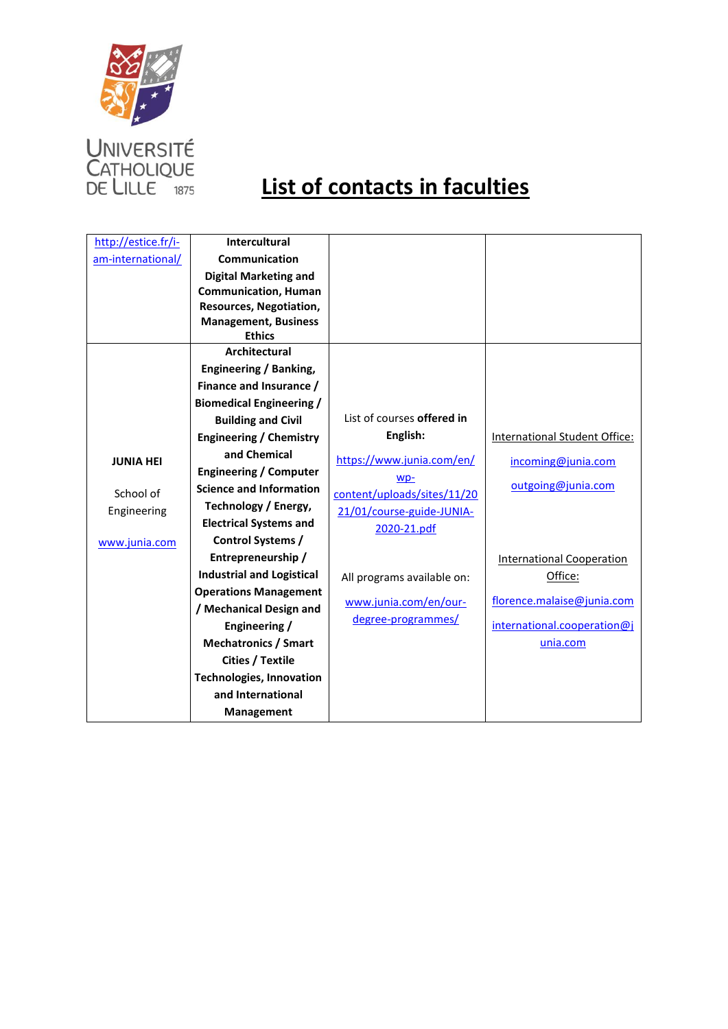UNIVERSITÉ CATHOLIQUE DE LILLE 1875

# List of contacts in faculties

| | | | |
|---|---|---|---|
| http://estice.fr/i-am-international/ | **Intercultural Communication Digital Marketing and Communication, Human Resources, Negotiation, Management, Business Ethics** | | |
| **JUNIA HEI** School of Engineering www.junia.com | **Architectural Engineering / Banking, Finance and Insurance / Biomedical Engineering / Building and Civil Engineering / Chemistry and Chemical Engineering / Computer Science and Information Technology / Energy, Electrical Systems and Control Systems / Entrepreneurship / Industrial and Logistical Operations Management / Mechanical Design and Engineering / Mechatronics / Smart Cities / Textile Technologies, Innovation and International Management** | List of courses **offered in English:** https://www.junia.com/en/wp-content/uploads/sites/11/2021/01/course-guide-JUNIA-2020-21.pdf All programs available on: www.junia.com/en/our-degree-programmes/ | International Student Office: incoming@junia.com outgoing@junia.com International Cooperation Office: florence.malaise@junia.com international.cooperation@junia.com |